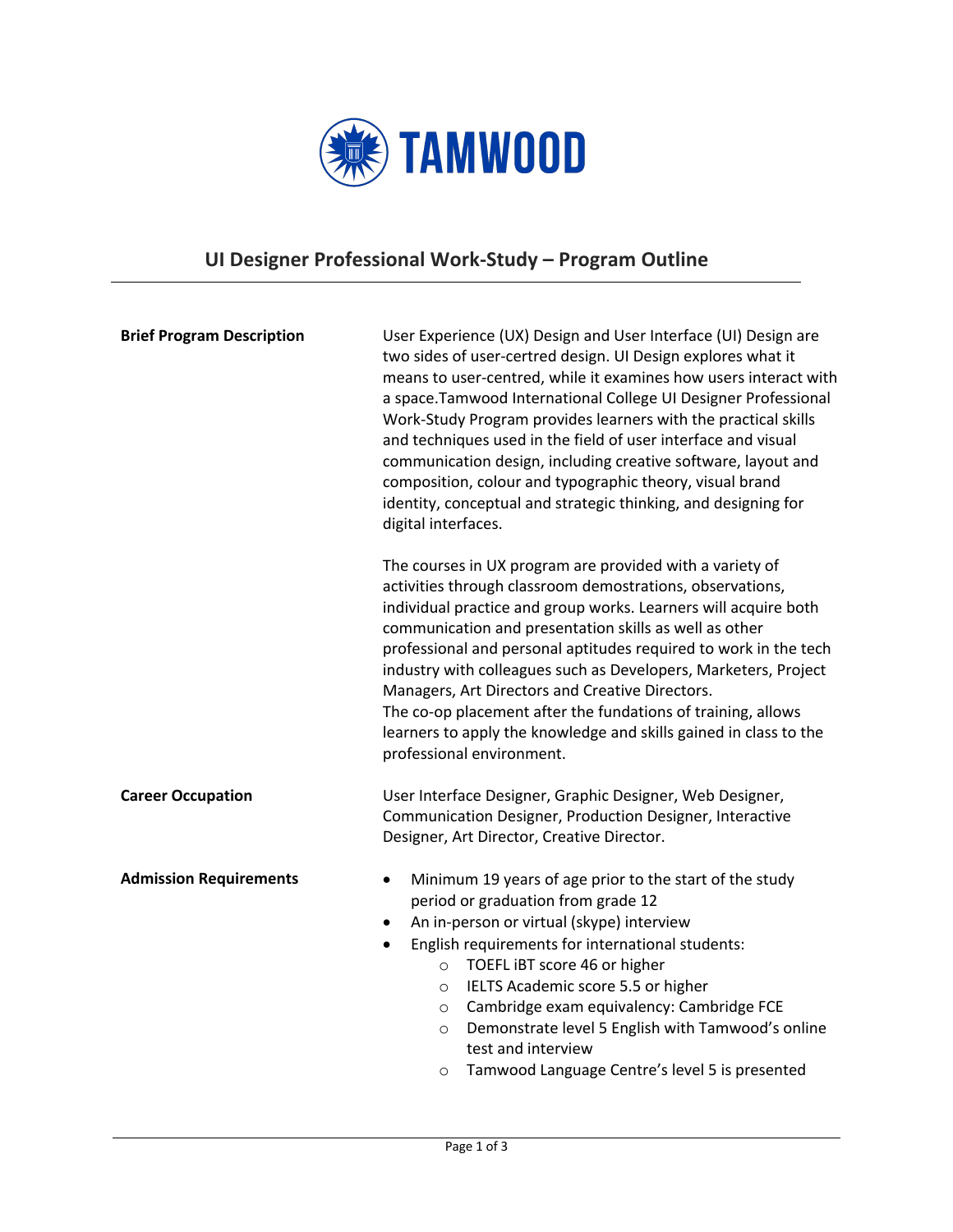TAMWOOD

# UI Designer Professional Work-Study – Program Outline

**Brief Program Description**

User Experience (UX) Design and User Interface (UI) Design are two sides of user-certred design. UI Design explores what it means to user-centred, while it examines how users interact with a space.Tamwood International College UI Designer Professional Work-Study Program provides learners with the practical skills and techniques used in the field of user interface and visual communication design, including creative software, layout and composition, colour and typographic theory, visual brand identity, conceptual and strategic thinking, and designing for digital interfaces.

The courses in UX program are provided with a variety of activities through classroom demostrations, observations, individual practice and group works. Learners will acquire both communication and presentation skills as well as other professional and personal aptitudes required to work in the tech industry with colleagues such as Developers, Marketers, Project Managers, Art Directors and Creative Directors.
The co-op placement after the fundations of training, allows learners to apply the knowledge and skills gained in class to the professional environment.

**Career Occupation**

User Interface Designer, Graphic Designer, Web Designer, Communication Designer, Production Designer, Interactive Designer, Art Director, Creative Director.

**Admission Requirements**

- Minimum 19 years of age prior to the start of the study period or graduation from grade 12
- An in-person or virtual (skype) interview
- English requirements for international students:
    - TOEFL iBT score 46 or higher
    - IELTS Academic score 5.5 or higher
    - Cambridge exam equivalency: Cambridge FCE
    - Demonstrate level 5 English with Tamwood's online test and interview
    - Tamwood Language Centre's level 5 is presented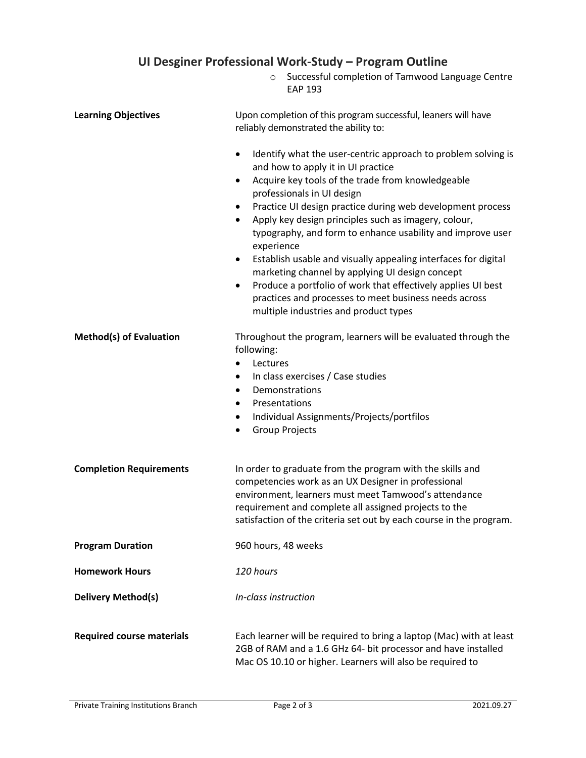## UI Desginer Professional Work-Study – Program Outline

- Successful completion of Tamwood Language Centre EAP 193

**Learning Objectives**

Upon completion of this program successful, leaners will have reliably demonstrated the ability to:

- Identify what the user-centric approach to problem solving is and how to apply it in UI practice
- Acquire key tools of the trade from knowledgeable professionals in UI design
- Practice UI design practice during web development process
- Apply key design principles such as imagery, colour, typography, and form to enhance usability and improve user experience
- Establish usable and visually appealing interfaces for digital marketing channel by applying UI design concept
- Produce a portfolio of work that effectively applies UI best practices and processes to meet business needs across multiple industries and product types

**Method(s) of Evaluation**

Throughout the program, learners will be evaluated through the following:

- Lectures
- In class exercises / Case studies
- Demonstrations
- Presentations
- Individual Assignments/Projects/portfilos
- Group Projects

**Completion Requirements**

In order to graduate from the program with the skills and competencies work as an UX Designer in professional environment, learners must meet Tamwood's attendance requirement and complete all assigned projects to the satisfaction of the criteria set out by each course in the program.

**Program Duration**

960 hours, 48 weeks

**Homework Hours**

*120 hours*

**Delivery Method(s)**

*In-class instruction*

**Required course materials**

Each learner will be required to bring a laptop (Mac) with at least 2GB of RAM and a 1.6 GHz 64- bit processor and have installed Mac OS 10.10 or higher. Learners will also be required to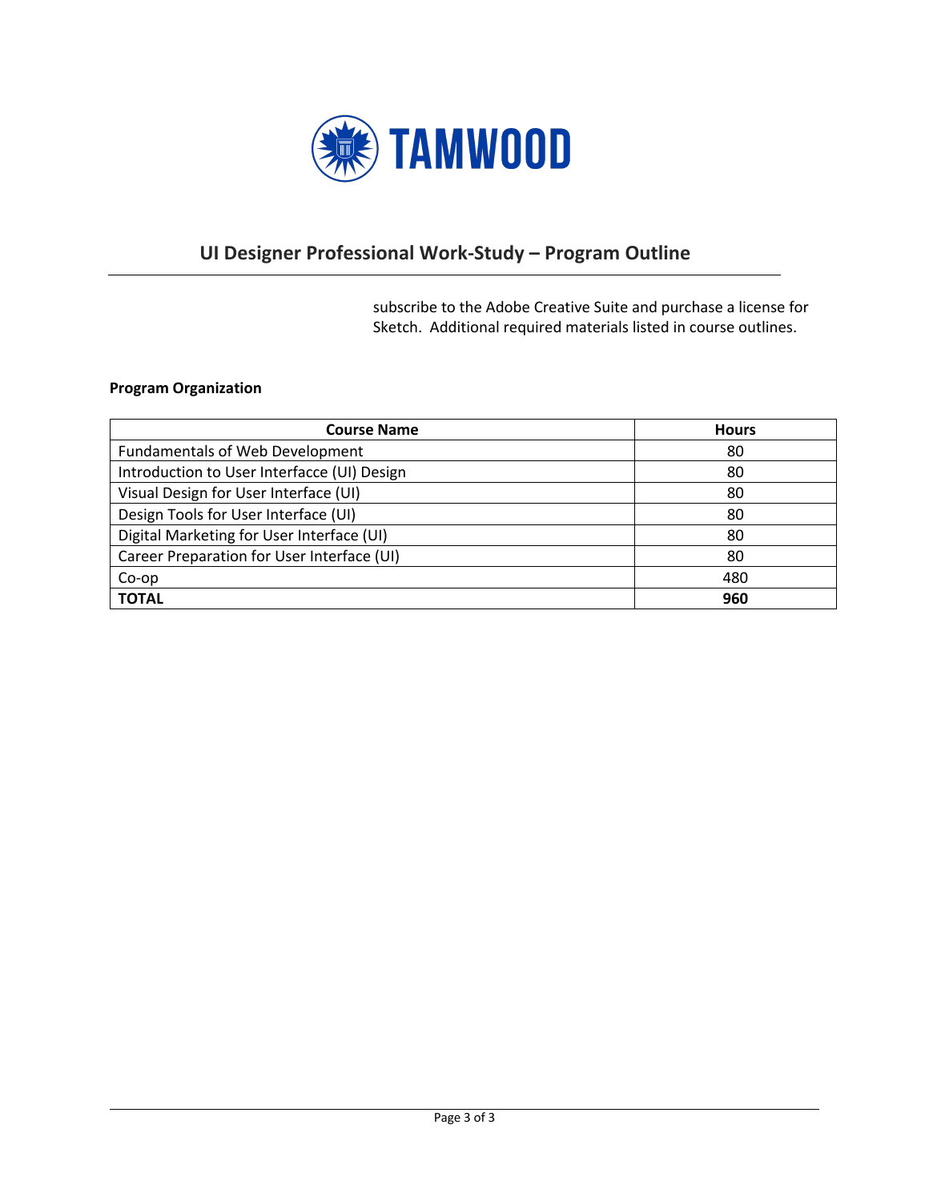subscribe to the Adobe Creative Suite and purchase a license for Sketch. Additional required materials listed in course outlines.

**Program Organization**

| Course Name | Hours |
|---|---|
| Fundamentals of Web Development | 80 |
| Introduction to User Interfacce (UI) Design | 80 |
| Visual Design for User Interface (UI) | 80 |
| Design Tools for User Interface (UI) | 80 |
| Digital Marketing for User Interface (UI) | 80 |
| Career Preparation for User Interface (UI) | 80 |
| Co-op | 480 |
| **TOTAL** | **960** |